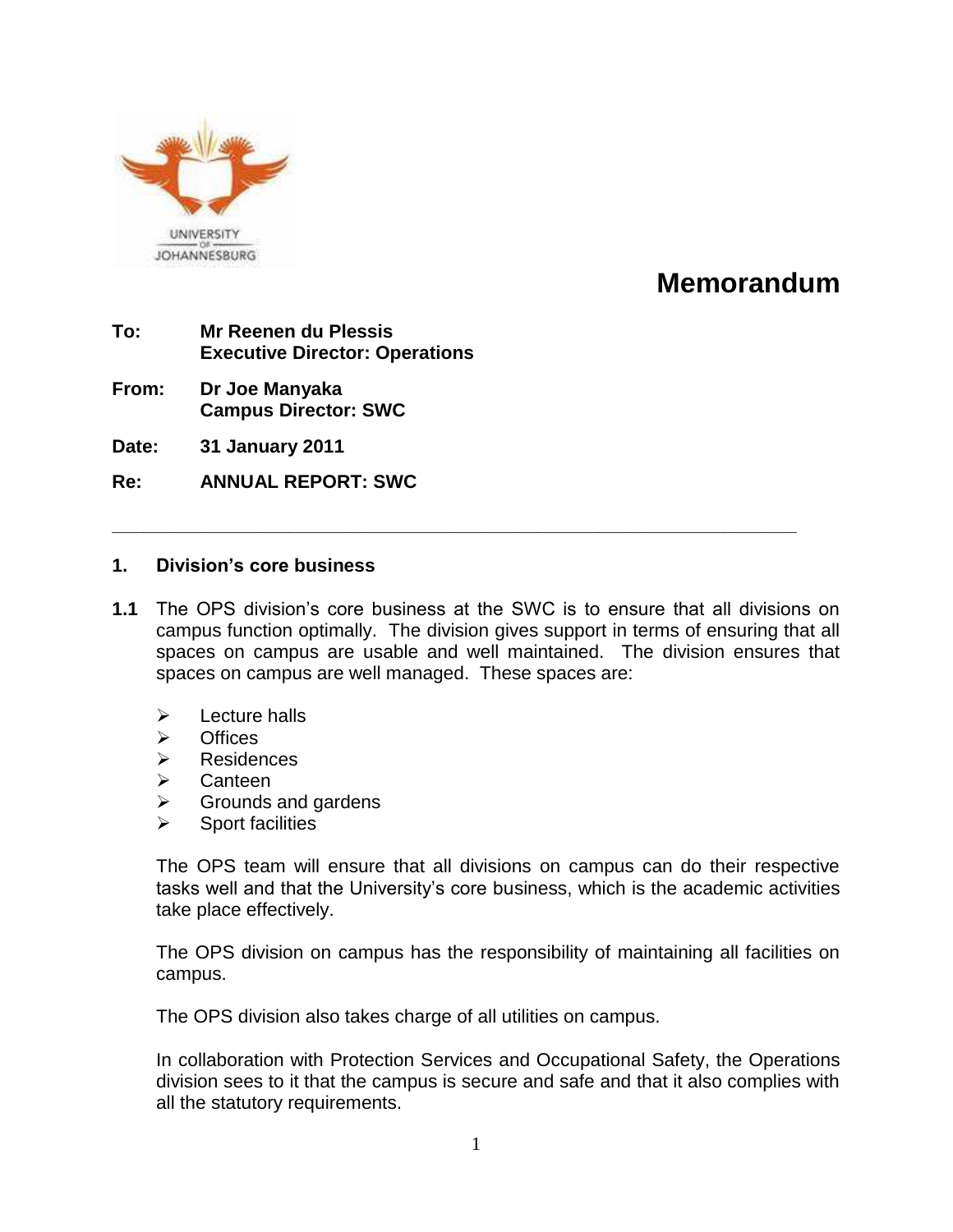# Memorandum

**To:** **Mr Reenen du Plessis**
**Executive Director: Operations**

**From:** **Dr Joe Manyaka**
**Campus Director: SWC**

**Date:** **31 January 2011**

**Re:** **ANNUAL REPORT: SWC**

---

## 1. Division's core business

**1.1** The OPS division's core business at the SWC is to ensure that all divisions on campus function optimally. The division gives support in terms of ensuring that all spaces on campus are usable and well maintained. The division ensures that spaces on campus are well managed. These spaces are:

- Lecture halls
- Offices
- Residences
- Canteen
- Grounds and gardens
- Sport facilities

The OPS team will ensure that all divisions on campus can do their respective tasks well and that the University's core business, which is the academic activities take place effectively.

The OPS division on campus has the responsibility of maintaining all facilities on campus.

The OPS division also takes charge of all utilities on campus.

In collaboration with Protection Services and Occupational Safety, the Operations division sees to it that the campus is secure and safe and that it also complies with all the statutory requirements.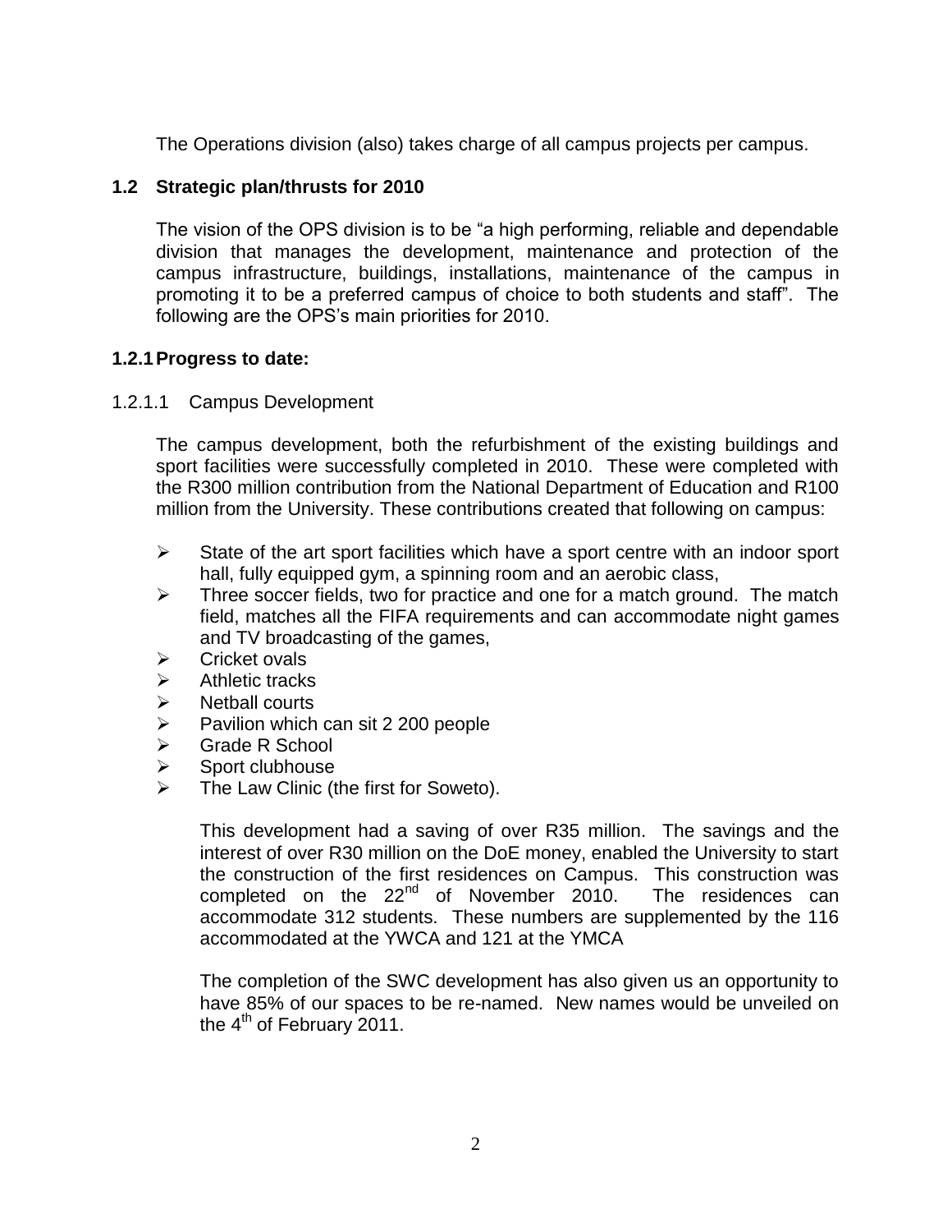The Operations division (also) takes charge of all campus projects per campus.

## 1.2 Strategic plan/thrusts for 2010

The vision of the OPS division is to be “a high performing, reliable and dependable division that manages the development, maintenance and protection of the campus infrastructure, buildings, installations, maintenance of the campus in promoting it to be a preferred campus of choice to both students and staff”. The following are the OPS’s main priorities for 2010.

### 1.2.1 Progress to date:

#### 1.2.1.1 Campus Development

The campus development, both the refurbishment of the existing buildings and sport facilities were successfully completed in 2010. These were completed with the R300 million contribution from the National Department of Education and R100 million from the University. These contributions created that following on campus:

- State of the art sport facilities which have a sport centre with an indoor sport hall, fully equipped gym, a spinning room and an aerobic class,
- Three soccer fields, two for practice and one for a match ground. The match field, matches all the FIFA requirements and can accommodate night games and TV broadcasting of the games,
- Cricket ovals
- Athletic tracks
- Netball courts
- Pavilion which can sit 2 200 people
- Grade R School
- Sport clubhouse
- The Law Clinic (the first for Soweto).

This development had a saving of over R35 million. The savings and the interest of over R30 million on the DoE money, enabled the University to start the construction of the first residences on Campus. This construction was completed on the 22nd of November 2010. The residences can accommodate 312 students. These numbers are supplemented by the 116 accommodated at the YWCA and 121 at the YMCA

The completion of the SWC development has also given us an opportunity to have 85% of our spaces to be re-named. New names would be unveiled on the 4th of February 2011.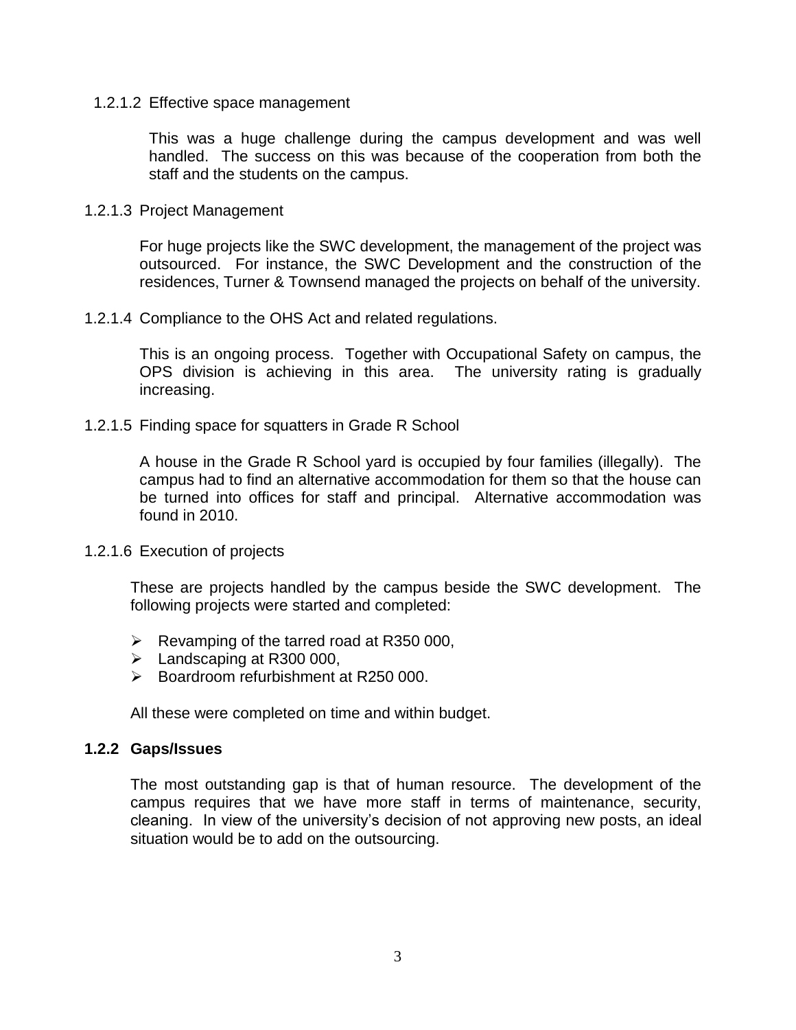1.2.1.2 Effective space management

This was a huge challenge during the campus development and was well handled. The success on this was because of the cooperation from both the staff and the students on the campus.

1.2.1.3 Project Management

For huge projects like the SWC development, the management of the project was outsourced. For instance, the SWC Development and the construction of the residences, Turner & Townsend managed the projects on behalf of the university.

1.2.1.4 Compliance to the OHS Act and related regulations.

This is an ongoing process. Together with Occupational Safety on campus, the OPS division is achieving in this area. The university rating is gradually increasing.

1.2.1.5 Finding space for squatters in Grade R School

A house in the Grade R School yard is occupied by four families (illegally). The campus had to find an alternative accommodation for them so that the house can be turned into offices for staff and principal. Alternative accommodation was found in 2010.

1.2.1.6 Execution of projects

These are projects handled by the campus beside the SWC development. The following projects were started and completed:

- Revamping of the tarred road at R350 000,
- Landscaping at R300 000,
- Boardroom refurbishment at R250 000.

All these were completed on time and within budget.

### 1.2.2 Gaps/Issues

The most outstanding gap is that of human resource. The development of the campus requires that we have more staff in terms of maintenance, security, cleaning. In view of the university's decision of not approving new posts, an ideal situation would be to add on the outsourcing.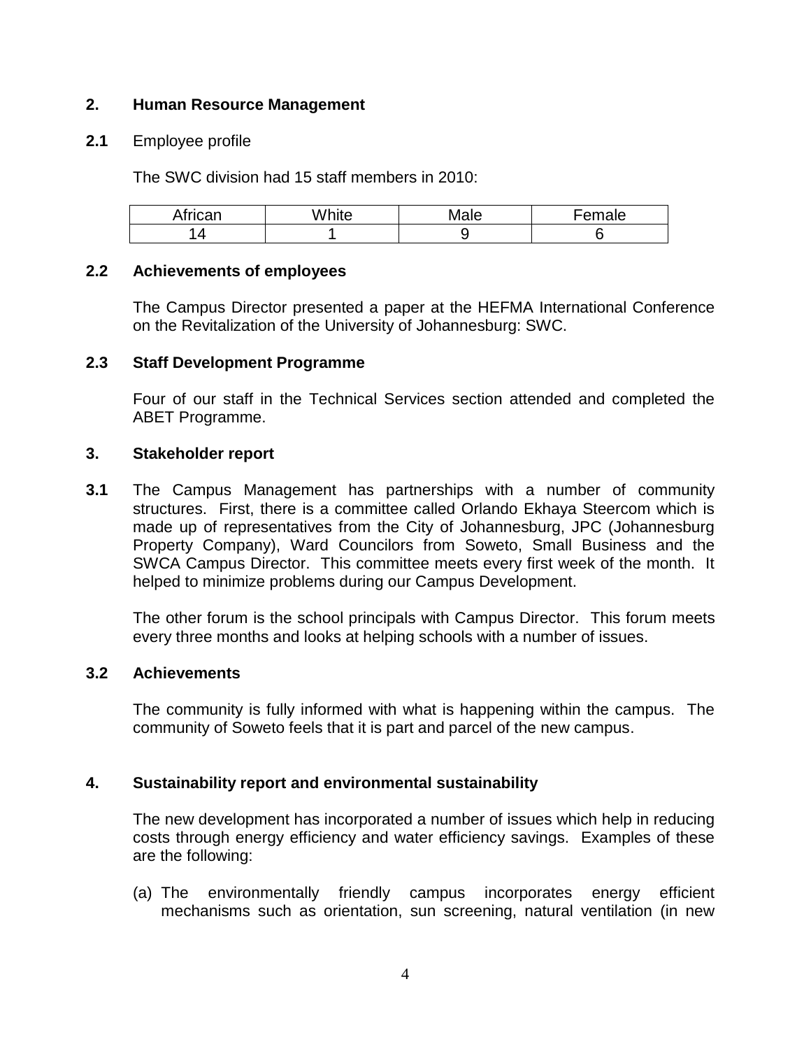## 2. Human Resource Management

**2.1** Employee profile

The SWC division had 15 staff members in 2010:

| African | White | Male | Female |
|---|---|---|---|
| 14 | 1 | 9 | 6 |

### 2.2 Achievements of employees

The Campus Director presented a paper at the HEFMA International Conference on the Revitalization of the University of Johannesburg: SWC.

### 2.3 Staff Development Programme

Four of our staff in the Technical Services section attended and completed the ABET Programme.

## 3. Stakeholder report

**3.1** The Campus Management has partnerships with a number of community structures. First, there is a committee called Orlando Ekhaya Steercom which is made up of representatives from the City of Johannesburg, JPC (Johannesburg Property Company), Ward Councilors from Soweto, Small Business and the SWCA Campus Director. This committee meets every first week of the month. It helped to minimize problems during our Campus Development.

The other forum is the school principals with Campus Director. This forum meets every three months and looks at helping schools with a number of issues.

### 3.2 Achievements

The community is fully informed with what is happening within the campus. The community of Soweto feels that it is part and parcel of the new campus.

## 4. Sustainability report and environmental sustainability

The new development has incorporated a number of issues which help in reducing costs through energy efficiency and water efficiency savings. Examples of these are the following:

(a) The environmentally friendly campus incorporates energy efficient mechanisms such as orientation, sun screening, natural ventilation (in new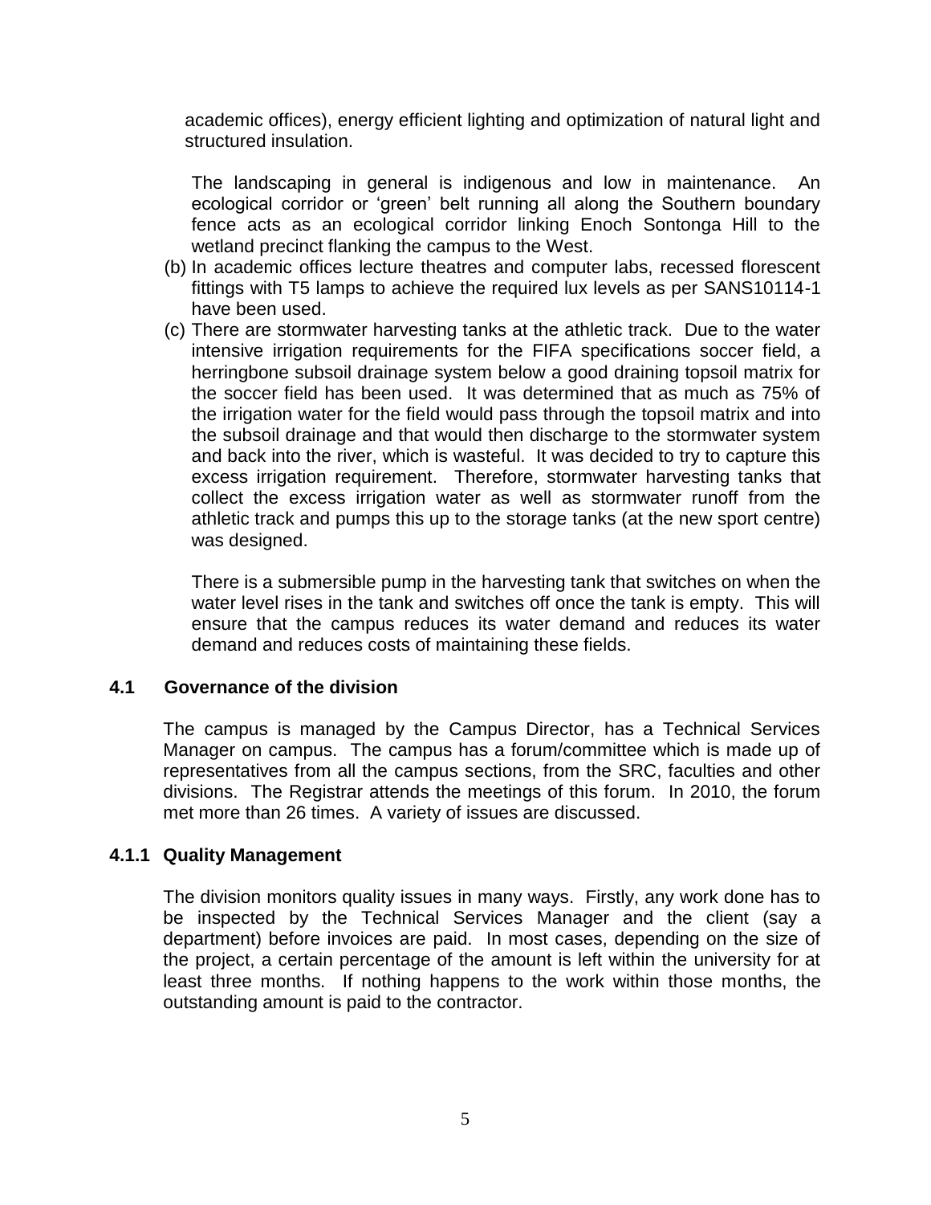academic offices), energy efficient lighting and optimization of natural light and structured insulation.

The landscaping in general is indigenous and low in maintenance. An ecological corridor or 'green' belt running all along the Southern boundary fence acts as an ecological corridor linking Enoch Sontonga Hill to the wetland precinct flanking the campus to the West.

(b) In academic offices lecture theatres and computer labs, recessed florescent fittings with T5 lamps to achieve the required lux levels as per SANS10114-1 have been used.

(c) There are stormwater harvesting tanks at the athletic track. Due to the water intensive irrigation requirements for the FIFA specifications soccer field, a herringbone subsoil drainage system below a good draining topsoil matrix for the soccer field has been used. It was determined that as much as 75% of the irrigation water for the field would pass through the topsoil matrix and into the subsoil drainage and that would then discharge to the stormwater system and back into the river, which is wasteful. It was decided to try to capture this excess irrigation requirement. Therefore, stormwater harvesting tanks that collect the excess irrigation water as well as stormwater runoff from the athletic track and pumps this up to the storage tanks (at the new sport centre) was designed.

There is a submersible pump in the harvesting tank that switches on when the water level rises in the tank and switches off once the tank is empty. This will ensure that the campus reduces its water demand and reduces its water demand and reduces costs of maintaining these fields.

## 4.1 Governance of the division

The campus is managed by the Campus Director, has a Technical Services Manager on campus. The campus has a forum/committee which is made up of representatives from all the campus sections, from the SRC, faculties and other divisions. The Registrar attends the meetings of this forum. In 2010, the forum met more than 26 times. A variety of issues are discussed.

### 4.1.1 Quality Management

The division monitors quality issues in many ways. Firstly, any work done has to be inspected by the Technical Services Manager and the client (say a department) before invoices are paid. In most cases, depending on the size of the project, a certain percentage of the amount is left within the university for at least three months. If nothing happens to the work within those months, the outstanding amount is paid to the contractor.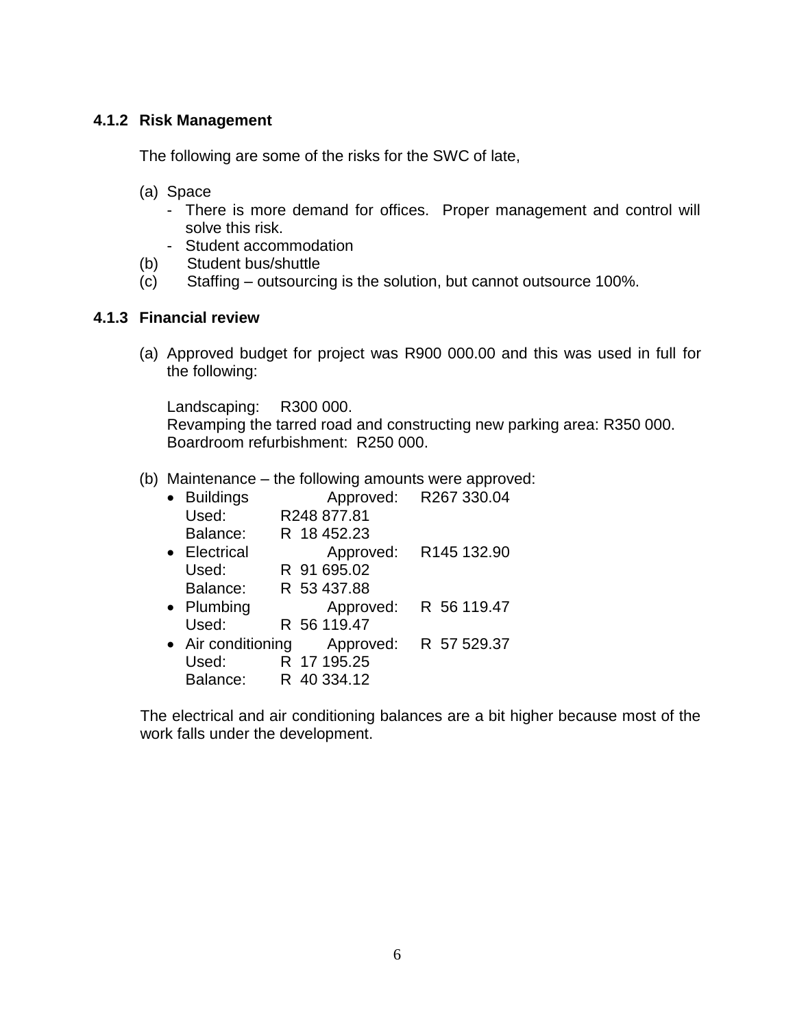### 4.1.2 Risk Management

The following are some of the risks for the SWC of late,

(a) Space
   - There is more demand for offices. Proper management and control will solve this risk.
   - Student accommodation

(b) Student bus/shuttle

(c) Staffing – outsourcing is the solution, but cannot outsource 100%.

### 4.1.3 Financial review

(a) Approved budget for project was R900 000.00 and this was used in full for the following:

Landscaping: R300 000.
Revamping the tarred road and constructing new parking area: R350 000.
Boardroom refurbishment: R250 000.

(b) Maintenance – the following amounts were approved:

- Buildings Approved: R267 330.04
  Used: R248 877.81
  Balance: R 18 452.23
- Electrical Approved: R145 132.90
  Used: R 91 695.02
  Balance: R 53 437.88
- Plumbing Approved: R 56 119.47
  Used: R 56 119.47
- Air conditioning Approved: R 57 529.37
  Used: R 17 195.25
  Balance: R 40 334.12

The electrical and air conditioning balances are a bit higher because most of the work falls under the development.